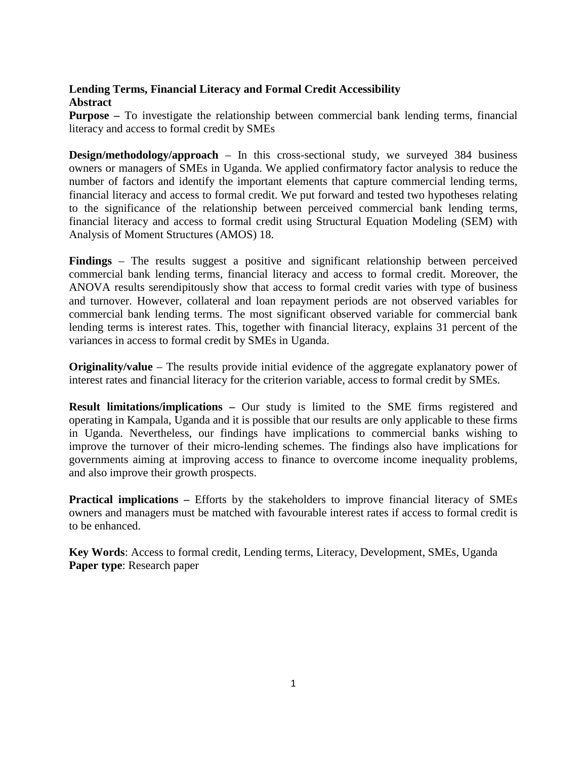# Lending Terms, Financial Literacy and Formal Credit Accessibility

## Abstract

**Purpose –** To investigate the relationship between commercial bank lending terms, financial literacy and access to formal credit by SMEs

**Design/methodology/approach** – In this cross-sectional study, we surveyed 384 business owners or managers of SMEs in Uganda. We applied confirmatory factor analysis to reduce the number of factors and identify the important elements that capture commercial lending terms, financial literacy and access to formal credit. We put forward and tested two hypotheses relating to the significance of the relationship between perceived commercial bank lending terms, financial literacy and access to formal credit using Structural Equation Modeling (SEM) with Analysis of Moment Structures (AMOS) 18.

**Findings** – The results suggest a positive and significant relationship between perceived commercial bank lending terms, financial literacy and access to formal credit. Moreover, the ANOVA results serendipitously show that access to formal credit varies with type of business and turnover. However, collateral and loan repayment periods are not observed variables for commercial bank lending terms. The most significant observed variable for commercial bank lending terms is interest rates. This, together with financial literacy, explains 31 percent of the variances in access to formal credit by SMEs in Uganda.

**Originality/value** – The results provide initial evidence of the aggregate explanatory power of interest rates and financial literacy for the criterion variable, access to formal credit by SMEs.

**Result limitations/implications –** Our study is limited to the SME firms registered and operating in Kampala, Uganda and it is possible that our results are only applicable to these firms in Uganda. Nevertheless, our findings have implications to commercial banks wishing to improve the turnover of their micro-lending schemes. The findings also have implications for governments aiming at improving access to finance to overcome income inequality problems, and also improve their growth prospects.

**Practical implications –** Efforts by the stakeholders to improve financial literacy of SMEs owners and managers must be matched with favourable interest rates if access to formal credit is to be enhanced.

**Key Words**: Access to formal credit, Lending terms, Literacy, Development, SMEs, Uganda
**Paper type**: Research paper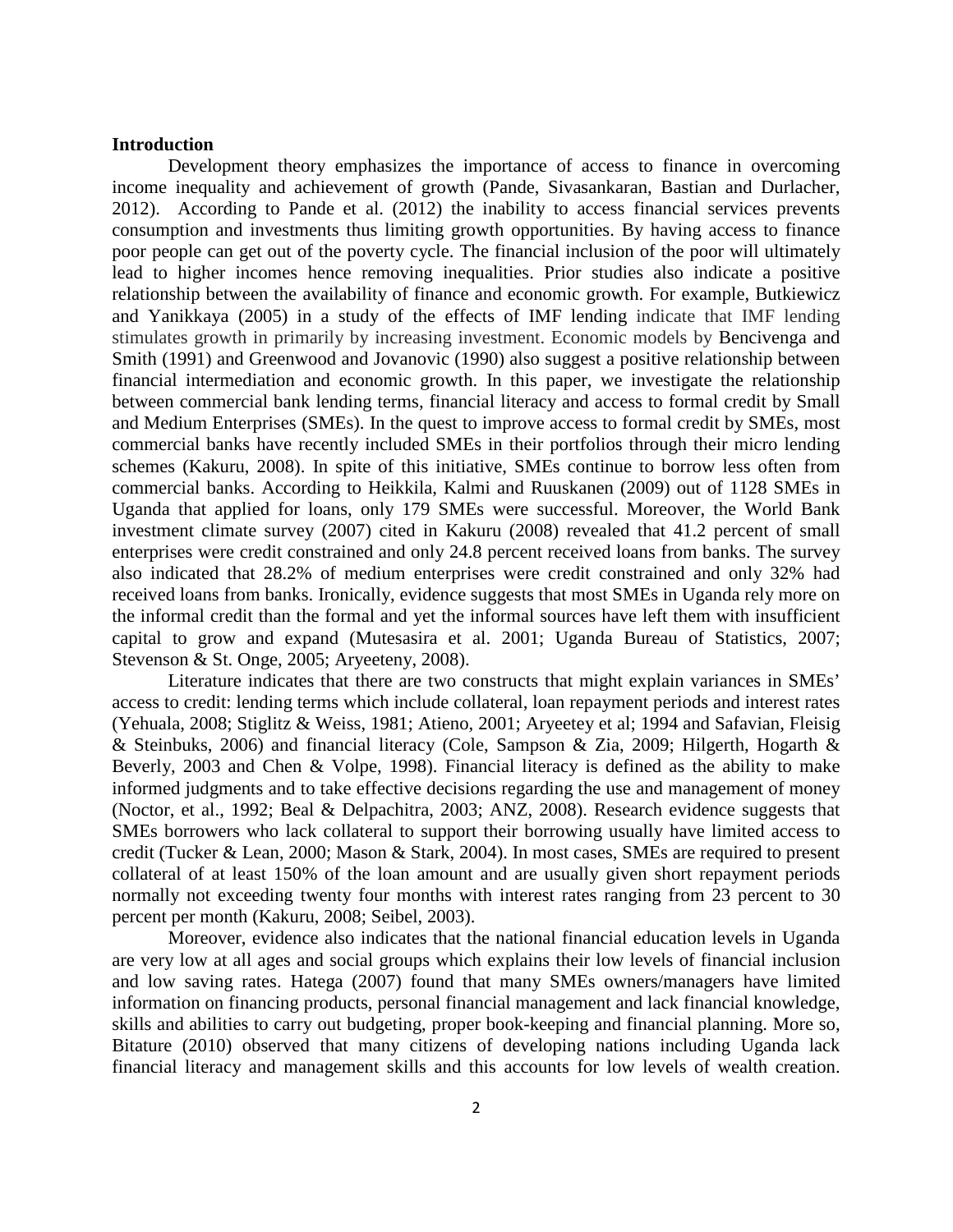**Introduction**

Development theory emphasizes the importance of access to finance in overcoming income inequality and achievement of growth (Pande, Sivasankaran, Bastian and Durlacher, 2012). According to Pande et al. (2012) the inability to access financial services prevents consumption and investments thus limiting growth opportunities. By having access to finance poor people can get out of the poverty cycle. The financial inclusion of the poor will ultimately lead to higher incomes hence removing inequalities. Prior studies also indicate a positive relationship between the availability of finance and economic growth. For example, Butkiewicz and Yanikkaya (2005) in a study of the effects of IMF lending indicate that IMF lending stimulates growth in primarily by increasing investment. Economic models by Bencivenga and Smith (1991) and Greenwood and Jovanovic (1990) also suggest a positive relationship between financial intermediation and economic growth. In this paper, we investigate the relationship between commercial bank lending terms, financial literacy and access to formal credit by Small and Medium Enterprises (SMEs). In the quest to improve access to formal credit by SMEs, most commercial banks have recently included SMEs in their portfolios through their micro lending schemes (Kakuru, 2008). In spite of this initiative, SMEs continue to borrow less often from commercial banks. According to Heikkila, Kalmi and Ruuskanen (2009) out of 1128 SMEs in Uganda that applied for loans, only 179 SMEs were successful. Moreover, the World Bank investment climate survey (2007) cited in Kakuru (2008) revealed that 41.2 percent of small enterprises were credit constrained and only 24.8 percent received loans from banks. The survey also indicated that 28.2% of medium enterprises were credit constrained and only 32% had received loans from banks. Ironically, evidence suggests that most SMEs in Uganda rely more on the informal credit than the formal and yet the informal sources have left them with insufficient capital to grow and expand (Mutesasira et al. 2001; Uganda Bureau of Statistics, 2007; Stevenson & St. Onge, 2005; Aryeeteny, 2008).

Literature indicates that there are two constructs that might explain variances in SMEs' access to credit: lending terms which include collateral, loan repayment periods and interest rates (Yehuala, 2008; Stiglitz & Weiss, 1981; Atieno, 2001; Aryeetey et al; 1994 and Safavian, Fleisig & Steinbuks, 2006) and financial literacy (Cole, Sampson & Zia, 2009; Hilgerth, Hogarth & Beverly, 2003 and Chen & Volpe, 1998). Financial literacy is defined as the ability to make informed judgments and to take effective decisions regarding the use and management of money (Noctor, et al., 1992; Beal & Delpachitra, 2003; ANZ, 2008). Research evidence suggests that SMEs borrowers who lack collateral to support their borrowing usually have limited access to credit (Tucker & Lean, 2000; Mason & Stark, 2004). In most cases, SMEs are required to present collateral of at least 150% of the loan amount and are usually given short repayment periods normally not exceeding twenty four months with interest rates ranging from 23 percent to 30 percent per month (Kakuru, 2008; Seibel, 2003).

Moreover, evidence also indicates that the national financial education levels in Uganda are very low at all ages and social groups which explains their low levels of financial inclusion and low saving rates. Hatega (2007) found that many SMEs owners/managers have limited information on financing products, personal financial management and lack financial knowledge, skills and abilities to carry out budgeting, proper book-keeping and financial planning. More so, Bitature (2010) observed that many citizens of developing nations including Uganda lack financial literacy and management skills and this accounts for low levels of wealth creation.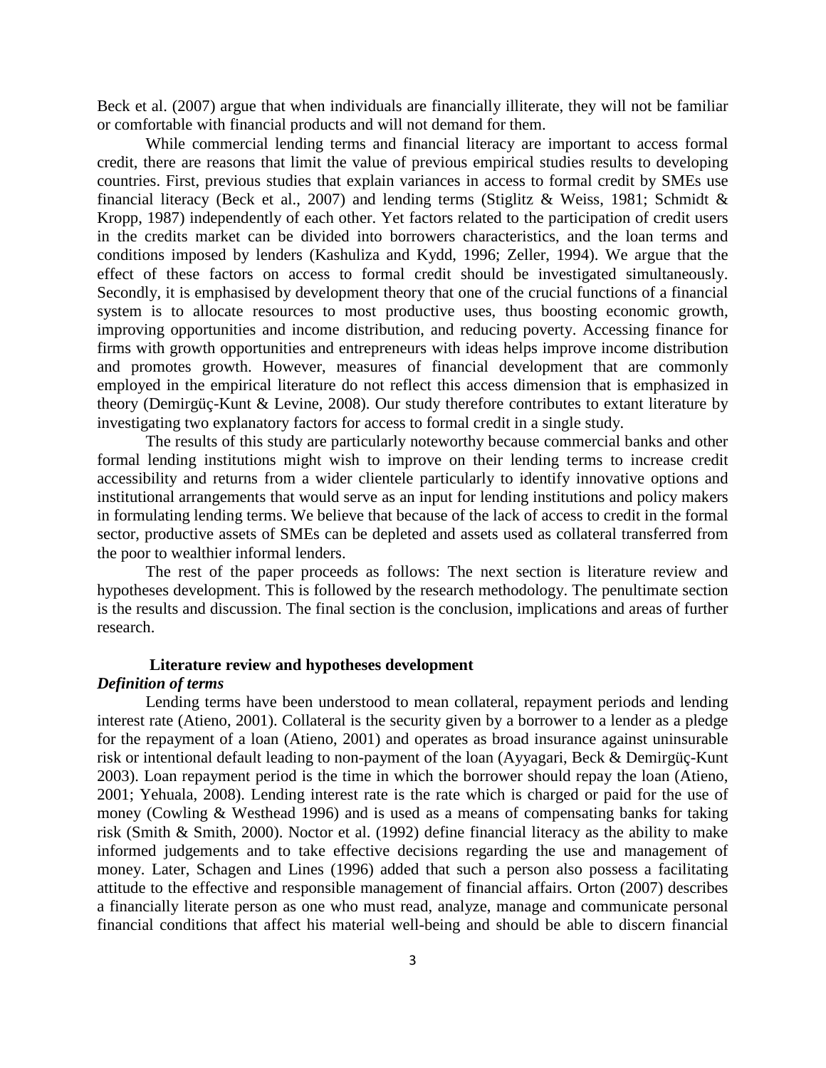Beck et al. (2007) argue that when individuals are financially illiterate, they will not be familiar or comfortable with financial products and will not demand for them.

While commercial lending terms and financial literacy are important to access formal credit, there are reasons that limit the value of previous empirical studies results to developing countries. First, previous studies that explain variances in access to formal credit by SMEs use financial literacy (Beck et al., 2007) and lending terms (Stiglitz & Weiss, 1981; Schmidt & Kropp, 1987) independently of each other. Yet factors related to the participation of credit users in the credits market can be divided into borrowers characteristics, and the loan terms and conditions imposed by lenders (Kashuliza and Kydd, 1996; Zeller, 1994). We argue that the effect of these factors on access to formal credit should be investigated simultaneously. Secondly, it is emphasised by development theory that one of the crucial functions of a financial system is to allocate resources to most productive uses, thus boosting economic growth, improving opportunities and income distribution, and reducing poverty. Accessing finance for firms with growth opportunities and entrepreneurs with ideas helps improve income distribution and promotes growth. However, measures of financial development that are commonly employed in the empirical literature do not reflect this access dimension that is emphasized in theory (Demirgüç-Kunt & Levine, 2008). Our study therefore contributes to extant literature by investigating two explanatory factors for access to formal credit in a single study.

The results of this study are particularly noteworthy because commercial banks and other formal lending institutions might wish to improve on their lending terms to increase credit accessibility and returns from a wider clientele particularly to identify innovative options and institutional arrangements that would serve as an input for lending institutions and policy makers in formulating lending terms. We believe that because of the lack of access to credit in the formal sector, productive assets of SMEs can be depleted and assets used as collateral transferred from the poor to wealthier informal lenders.

The rest of the paper proceeds as follows: The next section is literature review and hypotheses development. This is followed by the research methodology. The penultimate section is the results and discussion. The final section is the conclusion, implications and areas of further research.

## Literature review and hypotheses development

### *Definition of terms*

Lending terms have been understood to mean collateral, repayment periods and lending interest rate (Atieno, 2001). Collateral is the security given by a borrower to a lender as a pledge for the repayment of a loan (Atieno, 2001) and operates as broad insurance against uninsurable risk or intentional default leading to non-payment of the loan (Ayyagari, Beck & Demirgüç-Kunt 2003). Loan repayment period is the time in which the borrower should repay the loan (Atieno, 2001; Yehuala, 2008). Lending interest rate is the rate which is charged or paid for the use of money (Cowling & Westhead 1996) and is used as a means of compensating banks for taking risk (Smith & Smith, 2000). Noctor et al. (1992) define financial literacy as the ability to make informed judgements and to take effective decisions regarding the use and management of money. Later, Schagen and Lines (1996) added that such a person also possess a facilitating attitude to the effective and responsible management of financial affairs. Orton (2007) describes a financially literate person as one who must read, analyze, manage and communicate personal financial conditions that affect his material well-being and should be able to discern financial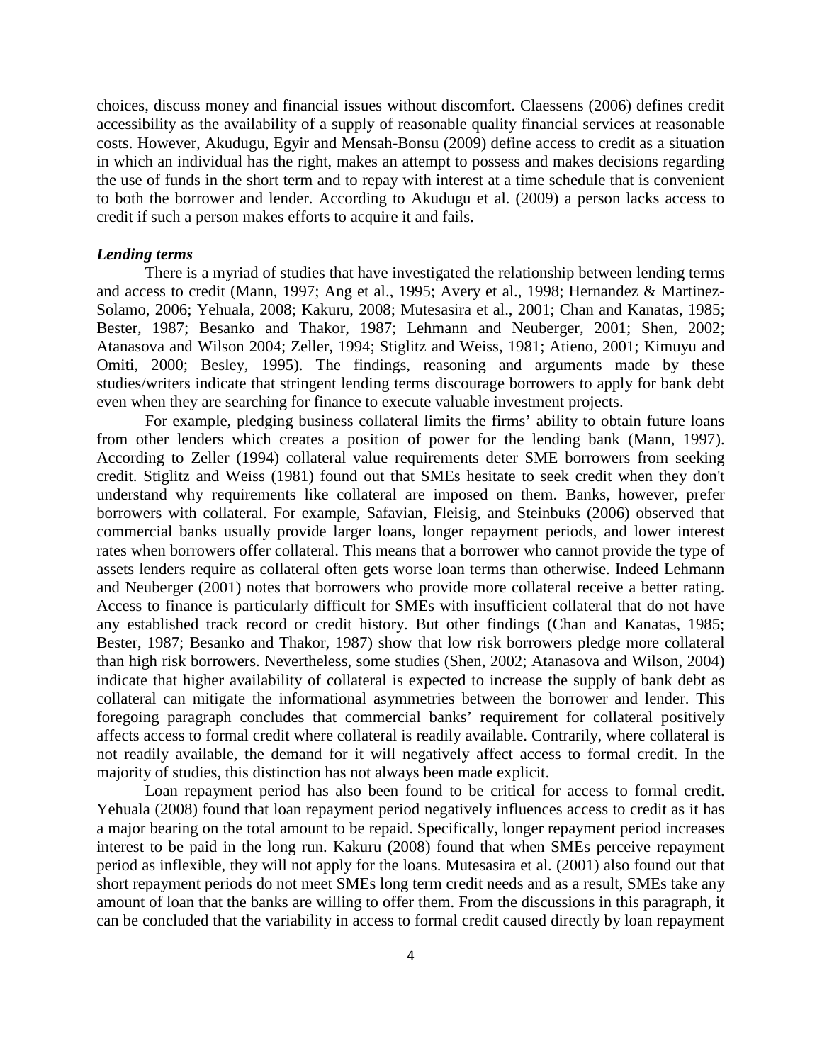choices, discuss money and financial issues without discomfort. Claessens (2006) defines credit accessibility as the availability of a supply of reasonable quality financial services at reasonable costs. However, Akudugu, Egyir and Mensah-Bonsu (2009) define access to credit as a situation in which an individual has the right, makes an attempt to possess and makes decisions regarding the use of funds in the short term and to repay with interest at a time schedule that is convenient to both the borrower and lender. According to Akudugu et al. (2009) a person lacks access to credit if such a person makes efforts to acquire it and fails.

***Lending terms***

There is a myriad of studies that have investigated the relationship between lending terms and access to credit (Mann, 1997; Ang et al., 1995; Avery et al., 1998; Hernandez & Martinez-Solamo, 2006; Yehuala, 2008; Kakuru, 2008; Mutesasira et al., 2001; Chan and Kanatas, 1985; Bester, 1987; Besanko and Thakor, 1987; Lehmann and Neuberger, 2001; Shen, 2002; Atanasova and Wilson 2004; Zeller, 1994; Stiglitz and Weiss, 1981; Atieno, 2001; Kimuyu and Omiti, 2000; Besley, 1995). The findings, reasoning and arguments made by these studies/writers indicate that stringent lending terms discourage borrowers to apply for bank debt even when they are searching for finance to execute valuable investment projects.

For example, pledging business collateral limits the firms' ability to obtain future loans from other lenders which creates a position of power for the lending bank (Mann, 1997). According to Zeller (1994) collateral value requirements deter SME borrowers from seeking credit. Stiglitz and Weiss (1981) found out that SMEs hesitate to seek credit when they don't understand why requirements like collateral are imposed on them. Banks, however, prefer borrowers with collateral. For example, Safavian, Fleisig, and Steinbuks (2006) observed that commercial banks usually provide larger loans, longer repayment periods, and lower interest rates when borrowers offer collateral. This means that a borrower who cannot provide the type of assets lenders require as collateral often gets worse loan terms than otherwise. Indeed Lehmann and Neuberger (2001) notes that borrowers who provide more collateral receive a better rating. Access to finance is particularly difficult for SMEs with insufficient collateral that do not have any established track record or credit history. But other findings (Chan and Kanatas, 1985; Bester, 1987; Besanko and Thakor, 1987) show that low risk borrowers pledge more collateral than high risk borrowers. Nevertheless, some studies (Shen, 2002; Atanasova and Wilson, 2004) indicate that higher availability of collateral is expected to increase the supply of bank debt as collateral can mitigate the informational asymmetries between the borrower and lender. This foregoing paragraph concludes that commercial banks' requirement for collateral positively affects access to formal credit where collateral is readily available. Contrarily, where collateral is not readily available, the demand for it will negatively affect access to formal credit. In the majority of studies, this distinction has not always been made explicit.

Loan repayment period has also been found to be critical for access to formal credit. Yehuala (2008) found that loan repayment period negatively influences access to credit as it has a major bearing on the total amount to be repaid. Specifically, longer repayment period increases interest to be paid in the long run. Kakuru (2008) found that when SMEs perceive repayment period as inflexible, they will not apply for the loans. Mutesasira et al. (2001) also found out that short repayment periods do not meet SMEs long term credit needs and as a result, SMEs take any amount of loan that the banks are willing to offer them. From the discussions in this paragraph, it can be concluded that the variability in access to formal credit caused directly by loan repayment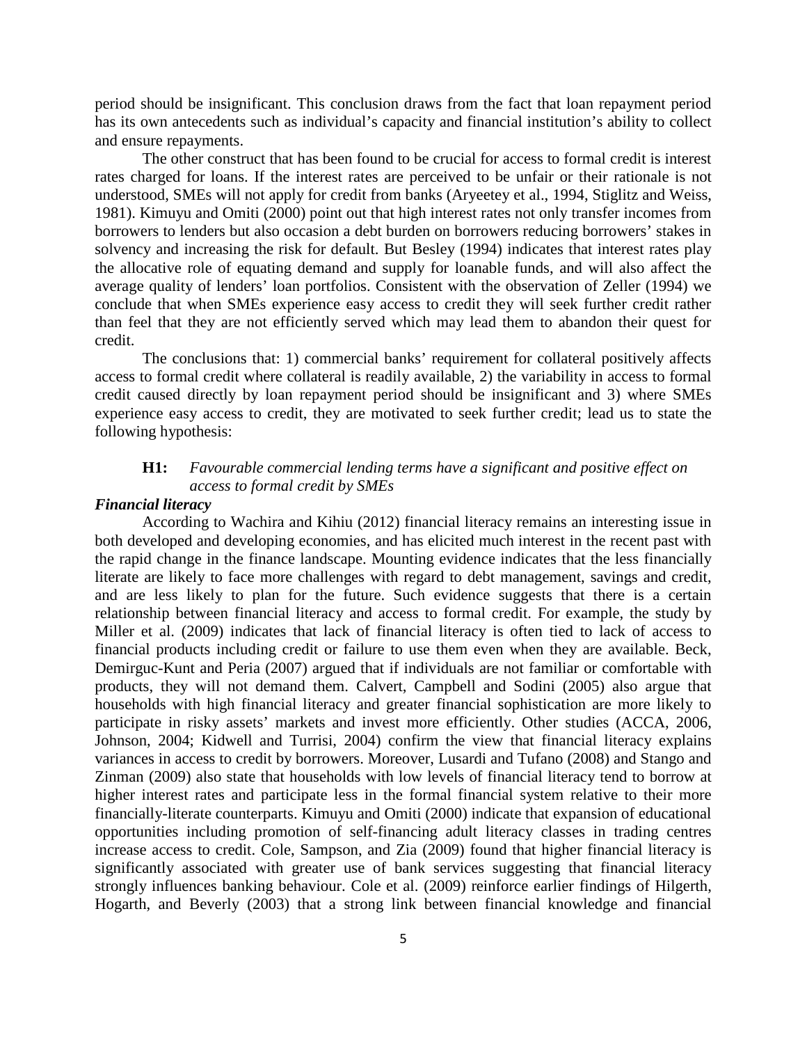period should be insignificant. This conclusion draws from the fact that loan repayment period has its own antecedents such as individual's capacity and financial institution's ability to collect and ensure repayments.

The other construct that has been found to be crucial for access to formal credit is interest rates charged for loans. If the interest rates are perceived to be unfair or their rationale is not understood, SMEs will not apply for credit from banks (Aryeetey et al., 1994, Stiglitz and Weiss, 1981). Kimuyu and Omiti (2000) point out that high interest rates not only transfer incomes from borrowers to lenders but also occasion a debt burden on borrowers reducing borrowers' stakes in solvency and increasing the risk for default. But Besley (1994) indicates that interest rates play the allocative role of equating demand and supply for loanable funds, and will also affect the average quality of lenders' loan portfolios. Consistent with the observation of Zeller (1994) we conclude that when SMEs experience easy access to credit they will seek further credit rather than feel that they are not efficiently served which may lead them to abandon their quest for credit.

The conclusions that: 1) commercial banks' requirement for collateral positively affects access to formal credit where collateral is readily available, 2) the variability in access to formal credit caused directly by loan repayment period should be insignificant and 3) where SMEs experience easy access to credit, they are motivated to seek further credit; lead us to state the following hypothesis:

> **H1:** *Favourable commercial lending terms have a significant and positive effect on access to formal credit by SMEs*

***Financial literacy***

According to Wachira and Kihiu (2012) financial literacy remains an interesting issue in both developed and developing economies, and has elicited much interest in the recent past with the rapid change in the finance landscape. Mounting evidence indicates that the less financially literate are likely to face more challenges with regard to debt management, savings and credit, and are less likely to plan for the future. Such evidence suggests that there is a certain relationship between financial literacy and access to formal credit. For example, the study by Miller et al. (2009) indicates that lack of financial literacy is often tied to lack of access to financial products including credit or failure to use them even when they are available. Beck, Demirguc-Kunt and Peria (2007) argued that if individuals are not familiar or comfortable with products, they will not demand them. Calvert, Campbell and Sodini (2005) also argue that households with high financial literacy and greater financial sophistication are more likely to participate in risky assets' markets and invest more efficiently. Other studies (ACCA, 2006, Johnson, 2004; Kidwell and Turrisi, 2004) confirm the view that financial literacy explains variances in access to credit by borrowers. Moreover, Lusardi and Tufano (2008) and Stango and Zinman (2009) also state that households with low levels of financial literacy tend to borrow at higher interest rates and participate less in the formal financial system relative to their more financially-literate counterparts. Kimuyu and Omiti (2000) indicate that expansion of educational opportunities including promotion of self-financing adult literacy classes in trading centres increase access to credit. Cole, Sampson, and Zia (2009) found that higher financial literacy is significantly associated with greater use of bank services suggesting that financial literacy strongly influences banking behaviour. Cole et al. (2009) reinforce earlier findings of Hilgerth, Hogarth, and Beverly (2003) that a strong link between financial knowledge and financial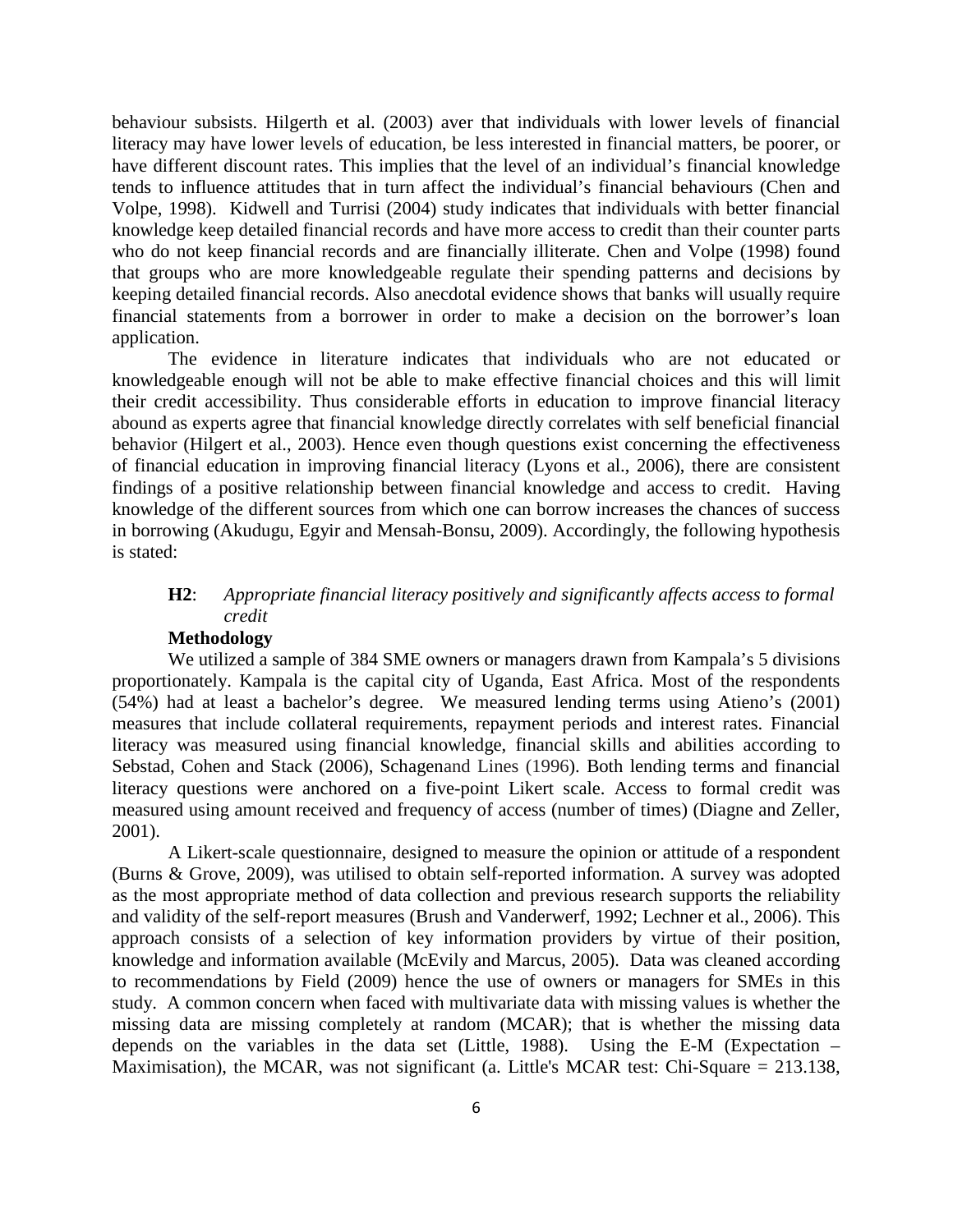behaviour subsists. Hilgerth et al. (2003) aver that individuals with lower levels of financial literacy may have lower levels of education, be less interested in financial matters, be poorer, or have different discount rates. This implies that the level of an individual's financial knowledge tends to influence attitudes that in turn affect the individual's financial behaviours (Chen and Volpe, 1998). Kidwell and Turrisi (2004) study indicates that individuals with better financial knowledge keep detailed financial records and have more access to credit than their counter parts who do not keep financial records and are financially illiterate. Chen and Volpe (1998) found that groups who are more knowledgeable regulate their spending patterns and decisions by keeping detailed financial records. Also anecdotal evidence shows that banks will usually require financial statements from a borrower in order to make a decision on the borrower's loan application.

The evidence in literature indicates that individuals who are not educated or knowledgeable enough will not be able to make effective financial choices and this will limit their credit accessibility. Thus considerable efforts in education to improve financial literacy abound as experts agree that financial knowledge directly correlates with self beneficial financial behavior (Hilgert et al., 2003). Hence even though questions exist concerning the effectiveness of financial education in improving financial literacy (Lyons et al., 2006), there are consistent findings of a positive relationship between financial knowledge and access to credit. Having knowledge of the different sources from which one can borrow increases the chances of success in borrowing (Akudugu, Egyir and Mensah-Bonsu, 2009). Accordingly, the following hypothesis is stated:

**H2**: *Appropriate financial literacy positively and significantly affects access to formal credit*

**Methodology**

We utilized a sample of 384 SME owners or managers drawn from Kampala's 5 divisions proportionately. Kampala is the capital city of Uganda, East Africa. Most of the respondents (54%) had at least a bachelor's degree. We measured lending terms using Atieno's (2001) measures that include collateral requirements, repayment periods and interest rates. Financial literacy was measured using financial knowledge, financial skills and abilities according to Sebstad, Cohen and Stack (2006), Schagenand Lines (1996). Both lending terms and financial literacy questions were anchored on a five-point Likert scale. Access to formal credit was measured using amount received and frequency of access (number of times) (Diagne and Zeller, 2001).

A Likert-scale questionnaire, designed to measure the opinion or attitude of a respondent (Burns & Grove, 2009), was utilised to obtain self-reported information. A survey was adopted as the most appropriate method of data collection and previous research supports the reliability and validity of the self-report measures (Brush and Vanderwerf, 1992; Lechner et al., 2006). This approach consists of a selection of key information providers by virtue of their position, knowledge and information available (McEvily and Marcus, 2005). Data was cleaned according to recommendations by Field (2009) hence the use of owners or managers for SMEs in this study. A common concern when faced with multivariate data with missing values is whether the missing data are missing completely at random (MCAR); that is whether the missing data depends on the variables in the data set (Little, 1988). Using the E-M (Expectation – Maximisation), the MCAR, was not significant (a. Little's MCAR test: Chi-Square = 213.138,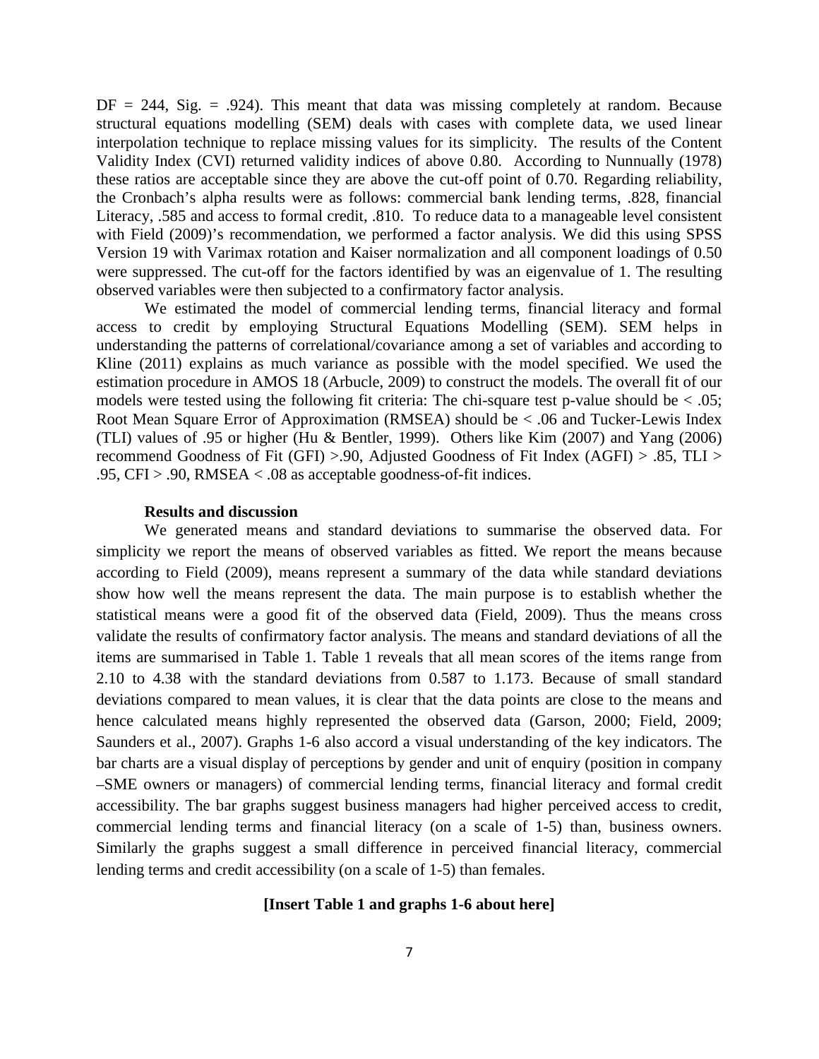DF = 244, Sig. = .924). This meant that data was missing completely at random. Because structural equations modelling (SEM) deals with cases with complete data, we used linear interpolation technique to replace missing values for its simplicity. The results of the Content Validity Index (CVI) returned validity indices of above 0.80. According to Nunnually (1978) these ratios are acceptable since they are above the cut-off point of 0.70. Regarding reliability, the Cronbach's alpha results were as follows: commercial bank lending terms, .828, financial Literacy, .585 and access to formal credit, .810. To reduce data to a manageable level consistent with Field (2009)'s recommendation, we performed a factor analysis. We did this using SPSS Version 19 with Varimax rotation and Kaiser normalization and all component loadings of 0.50 were suppressed. The cut-off for the factors identified by was an eigenvalue of 1. The resulting observed variables were then subjected to a confirmatory factor analysis.

We estimated the model of commercial lending terms, financial literacy and formal access to credit by employing Structural Equations Modelling (SEM). SEM helps in understanding the patterns of correlational/covariance among a set of variables and according to Kline (2011) explains as much variance as possible with the model specified. We used the estimation procedure in AMOS 18 (Arbucle, 2009) to construct the models. The overall fit of our models were tested using the following fit criteria: The chi-square test p-value should be < .05; Root Mean Square Error of Approximation (RMSEA) should be < .06 and Tucker-Lewis Index (TLI) values of .95 or higher (Hu & Bentler, 1999). Others like Kim (2007) and Yang (2006) recommend Goodness of Fit (GFI) >.90, Adjusted Goodness of Fit Index (AGFI) > .85, TLI > .95, CFI > .90, RMSEA < .08 as acceptable goodness-of-fit indices.

## Results and discussion

We generated means and standard deviations to summarise the observed data. For simplicity we report the means of observed variables as fitted. We report the means because according to Field (2009), means represent a summary of the data while standard deviations show how well the means represent the data. The main purpose is to establish whether the statistical means were a good fit of the observed data (Field, 2009). Thus the means cross validate the results of confirmatory factor analysis. The means and standard deviations of all the items are summarised in Table 1. Table 1 reveals that all mean scores of the items range from 2.10 to 4.38 with the standard deviations from 0.587 to 1.173. Because of small standard deviations compared to mean values, it is clear that the data points are close to the means and hence calculated means highly represented the observed data (Garson, 2000; Field, 2009; Saunders et al., 2007). Graphs 1-6 also accord a visual understanding of the key indicators. The bar charts are a visual display of perceptions by gender and unit of enquiry (position in company –SME owners or managers) of commercial lending terms, financial literacy and formal credit accessibility. The bar graphs suggest business managers had higher perceived access to credit, commercial lending terms and financial literacy (on a scale of 1-5) than, business owners. Similarly the graphs suggest a small difference in perceived financial literacy, commercial lending terms and credit accessibility (on a scale of 1-5) than females.

**[Insert Table 1 and graphs 1-6 about here]**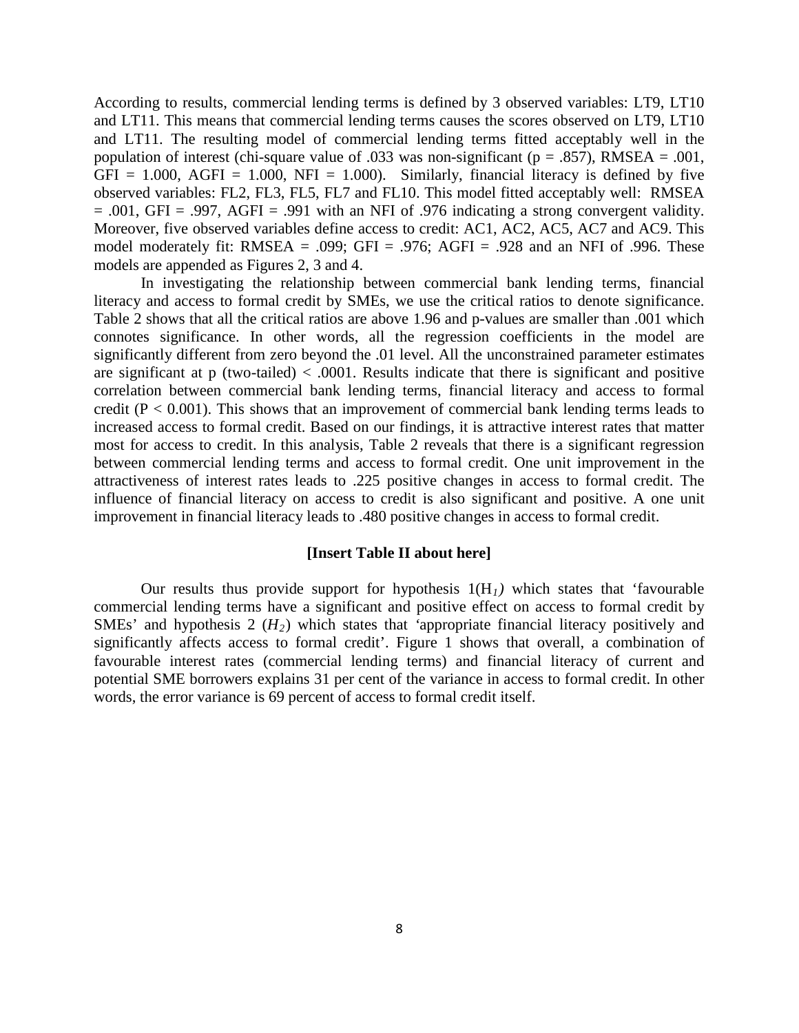According to results, commercial lending terms is defined by 3 observed variables: LT9, LT10 and LT11. This means that commercial lending terms causes the scores observed on LT9, LT10 and LT11. The resulting model of commercial lending terms fitted acceptably well in the population of interest (chi-square value of .033 was non-significant ($p = .857$), RMSEA = .001, GFI = 1.000, AGFI = 1.000, NFI = 1.000). Similarly, financial literacy is defined by five observed variables: FL2, FL3, FL5, FL7 and FL10. This model fitted acceptably well: RMSEA = .001, GFI = .997, AGFI = .991 with an NFI of .976 indicating a strong convergent validity. Moreover, five observed variables define access to credit: AC1, AC2, AC5, AC7 and AC9. This model moderately fit: RMSEA = .099; GFI = .976; AGFI = .928 and an NFI of .996. These models are appended as Figures 2, 3 and 4.

In investigating the relationship between commercial bank lending terms, financial literacy and access to formal credit by SMEs, we use the critical ratios to denote significance. Table 2 shows that all the critical ratios are above 1.96 and p-values are smaller than .001 which connotes significance. In other words, all the regression coefficients in the model are significantly different from zero beyond the .01 level. All the unconstrained parameter estimates are significant at p (two-tailed) < .0001. Results indicate that there is significant and positive correlation between commercial bank lending terms, financial literacy and access to formal credit ($P < 0.001$). This shows that an improvement of commercial bank lending terms leads to increased access to formal credit. Based on our findings, it is attractive interest rates that matter most for access to credit. In this analysis, Table 2 reveals that there is a significant regression between commercial lending terms and access to formal credit. One unit improvement in the attractiveness of interest rates leads to .225 positive changes in access to formal credit. The influence of financial literacy on access to credit is also significant and positive. A one unit improvement in financial literacy leads to .480 positive changes in access to formal credit.

**[Insert Table II about here]**

Our results thus provide support for hypothesis 1($H_1$) which states that 'favourable commercial lending terms have a significant and positive effect on access to formal credit by SMEs' and hypothesis 2 ($H_2$) which states that 'appropriate financial literacy positively and significantly affects access to formal credit'. Figure 1 shows that overall, a combination of favourable interest rates (commercial lending terms) and financial literacy of current and potential SME borrowers explains 31 per cent of the variance in access to formal credit. In other words, the error variance is 69 percent of access to formal credit itself.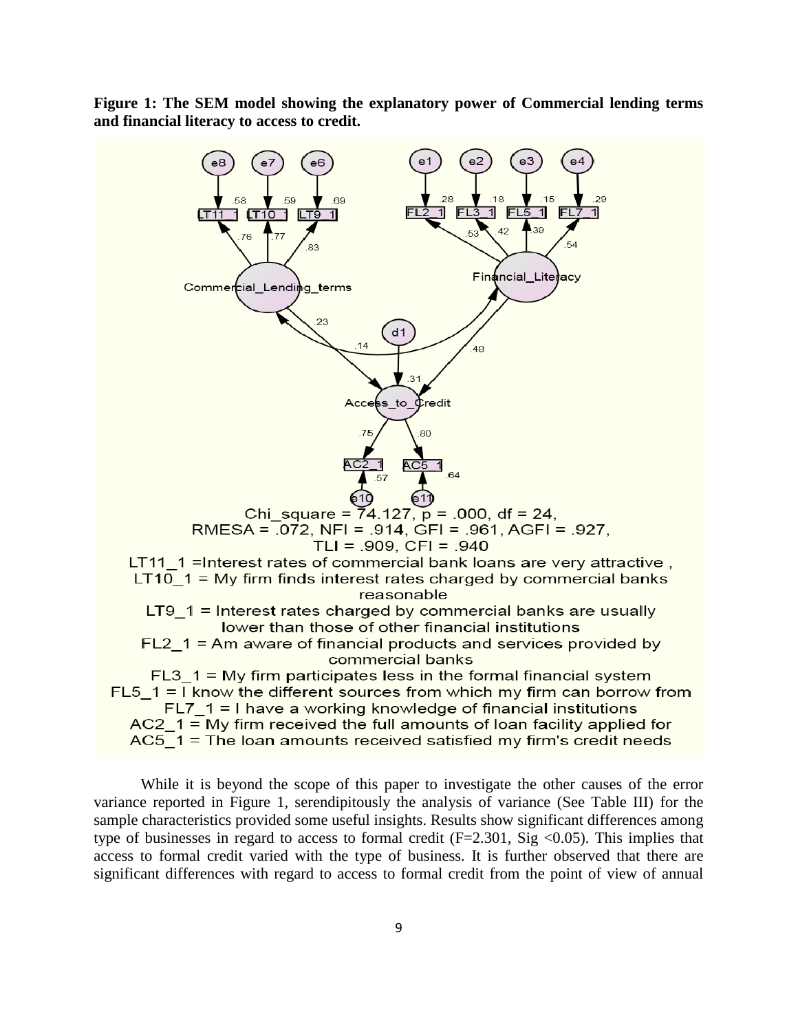**Figure 1: The SEM model showing the explanatory power of Commercial lending terms and financial literacy to access to credit.**

Chi_square = 74.127, p = .000, df = 24,
RMESA = .072, NFI = .914, GFI = .961, AGFI = .927,
TLI = .909, CFI = .940

LT11_1 = Interest rates of commercial bank loans are very attractive ,
LT10_1 = My firm finds interest rates charged by commercial banks reasonable
LT9_1 = Interest rates charged by commercial banks are usually lower than those of other financial institutions
FL2_1 = Am aware of financial products and services provided by commercial banks
FL3_1 = My firm participates less in the formal financial system
FL5_1 = I know the different sources from which my firm can borrow from
FL7_1 = I have a working knowledge of financial institutions
AC2_1 = My firm received the full amounts of loan facility applied for
AC5_1 = The loan amounts received satisfied my firm's credit needs

While it is beyond the scope of this paper to investigate the other causes of the error variance reported in Figure 1, serendipitously the analysis of variance (See Table III) for the sample characteristics provided some useful insights. Results show significant differences among type of businesses in regard to access to formal credit (F=2.301, Sig $<0.05$). This implies that access to formal credit varied with the type of business. It is further observed that there are significant differences with regard to access to formal credit from the point of view of annual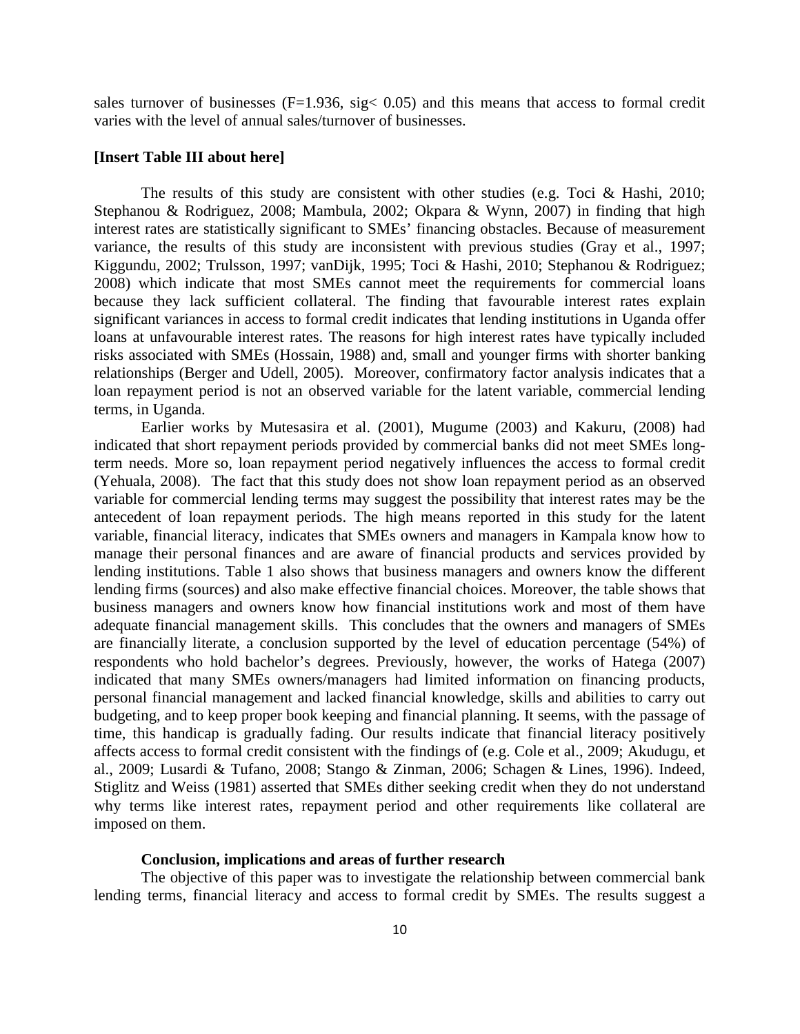sales turnover of businesses ($F=1.936$, sig$< 0.05$) and this means that access to formal credit varies with the level of annual sales/turnover of businesses.

**[Insert Table III about here]**

The results of this study are consistent with other studies (e.g. Toci & Hashi, 2010; Stephanou & Rodriguez, 2008; Mambula, 2002; Okpara & Wynn, 2007) in finding that high interest rates are statistically significant to SMEs' financing obstacles. Because of measurement variance, the results of this study are inconsistent with previous studies (Gray et al., 1997; Kiggundu, 2002; Trulsson, 1997; vanDijk, 1995; Toci & Hashi, 2010; Stephanou & Rodriguez; 2008) which indicate that most SMEs cannot meet the requirements for commercial loans because they lack sufficient collateral. The finding that favourable interest rates explain significant variances in access to formal credit indicates that lending institutions in Uganda offer loans at unfavourable interest rates. The reasons for high interest rates have typically included risks associated with SMEs (Hossain, 1988) and, small and younger firms with shorter banking relationships (Berger and Udell, 2005). Moreover, confirmatory factor analysis indicates that a loan repayment period is not an observed variable for the latent variable, commercial lending terms, in Uganda.

Earlier works by Mutesasira et al. (2001), Mugume (2003) and Kakuru, (2008) had indicated that short repayment periods provided by commercial banks did not meet SMEs long-term needs. More so, loan repayment period negatively influences the access to formal credit (Yehuala, 2008). The fact that this study does not show loan repayment period as an observed variable for commercial lending terms may suggest the possibility that interest rates may be the antecedent of loan repayment periods. The high means reported in this study for the latent variable, financial literacy, indicates that SMEs owners and managers in Kampala know how to manage their personal finances and are aware of financial products and services provided by lending institutions. Table 1 also shows that business managers and owners know the different lending firms (sources) and also make effective financial choices. Moreover, the table shows that business managers and owners know how financial institutions work and most of them have adequate financial management skills. This concludes that the owners and managers of SMEs are financially literate, a conclusion supported by the level of education percentage (54%) of respondents who hold bachelor's degrees. Previously, however, the works of Hatega (2007) indicated that many SMEs owners/managers had limited information on financing products, personal financial management and lacked financial knowledge, skills and abilities to carry out budgeting, and to keep proper book keeping and financial planning. It seems, with the passage of time, this handicap is gradually fading. Our results indicate that financial literacy positively affects access to formal credit consistent with the findings of (e.g. Cole et al., 2009; Akudugu, et al., 2009; Lusardi & Tufano, 2008; Stango & Zinman, 2006; Schagen & Lines, 1996). Indeed, Stiglitz and Weiss (1981) asserted that SMEs dither seeking credit when they do not understand why terms like interest rates, repayment period and other requirements like collateral are imposed on them.

## Conclusion, implications and areas of further research

The objective of this paper was to investigate the relationship between commercial bank lending terms, financial literacy and access to formal credit by SMEs. The results suggest a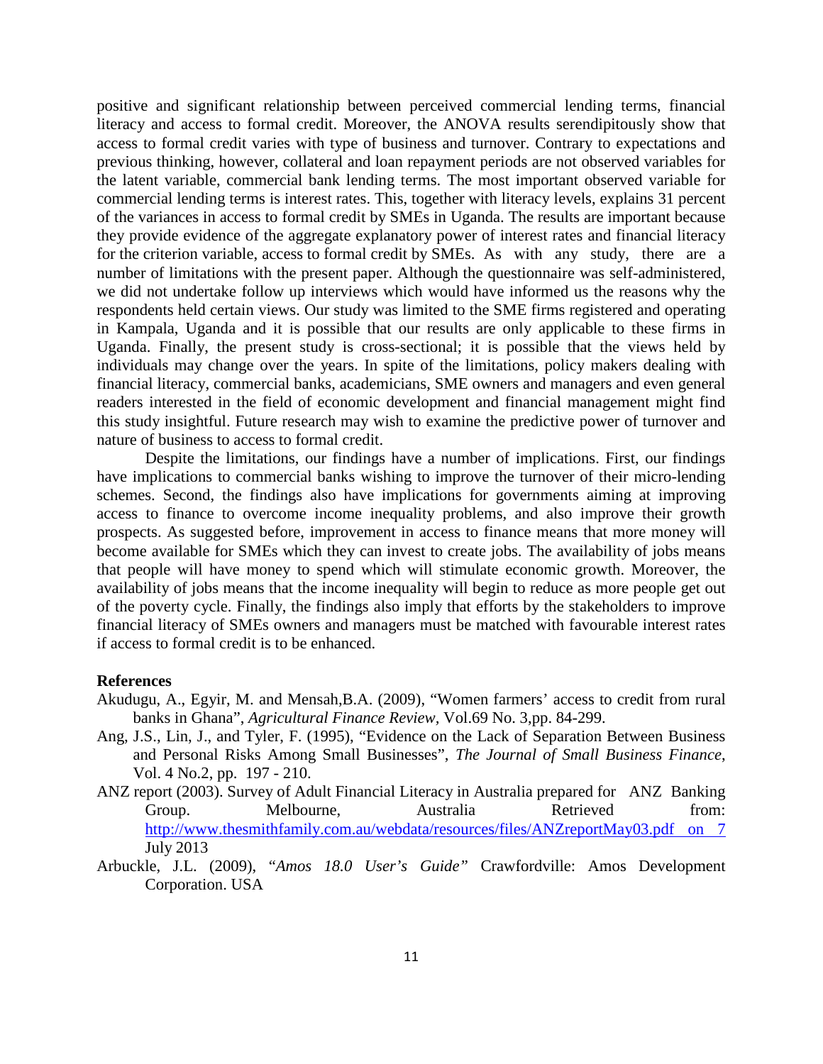positive and significant relationship between perceived commercial lending terms, financial literacy and access to formal credit. Moreover, the ANOVA results serendipitously show that access to formal credit varies with type of business and turnover. Contrary to expectations and previous thinking, however, collateral and loan repayment periods are not observed variables for the latent variable, commercial bank lending terms. The most important observed variable for commercial lending terms is interest rates. This, together with literacy levels, explains 31 percent of the variances in access to formal credit by SMEs in Uganda. The results are important because they provide evidence of the aggregate explanatory power of interest rates and financial literacy for the criterion variable, access to formal credit by SMEs. As with any study, there are a number of limitations with the present paper. Although the questionnaire was self-administered, we did not undertake follow up interviews which would have informed us the reasons why the respondents held certain views. Our study was limited to the SME firms registered and operating in Kampala, Uganda and it is possible that our results are only applicable to these firms in Uganda. Finally, the present study is cross-sectional; it is possible that the views held by individuals may change over the years. In spite of the limitations, policy makers dealing with financial literacy, commercial banks, academicians, SME owners and managers and even general readers interested in the field of economic development and financial management might find this study insightful. Future research may wish to examine the predictive power of turnover and nature of business to access to formal credit.

Despite the limitations, our findings have a number of implications. First, our findings have implications to commercial banks wishing to improve the turnover of their micro-lending schemes. Second, the findings also have implications for governments aiming at improving access to finance to overcome income inequality problems, and also improve their growth prospects. As suggested before, improvement in access to finance means that more money will become available for SMEs which they can invest to create jobs. The availability of jobs means that people will have money to spend which will stimulate economic growth. Moreover, the availability of jobs means that the income inequality will begin to reduce as more people get out of the poverty cycle. Finally, the findings also imply that efforts by the stakeholders to improve financial literacy of SMEs owners and managers must be matched with favourable interest rates if access to formal credit is to be enhanced.

## References

Akudugu, A., Egyir, M. and Mensah,B.A. (2009), "Women farmers' access to credit from rural banks in Ghana", *Agricultural Finance Review*, Vol.69 No. 3,pp. 84-299.

Ang, J.S., Lin, J., and Tyler, F. (1995), "Evidence on the Lack of Separation Between Business and Personal Risks Among Small Businesses", *The Journal of Small Business Finance*, Vol. 4 No.2, pp. 197 - 210.

ANZ report (2003). Survey of Adult Financial Literacy in Australia prepared for ANZ Banking Group. Melbourne, Australia Retrieved from: http://www.thesmithfamily.com.au/webdata/resources/files/ANZreportMay03.pdf on 7 July 2013

Arbuckle, J.L. (2009), "*Amos 18.0 User's Guide*" Crawfordville: Amos Development Corporation. USA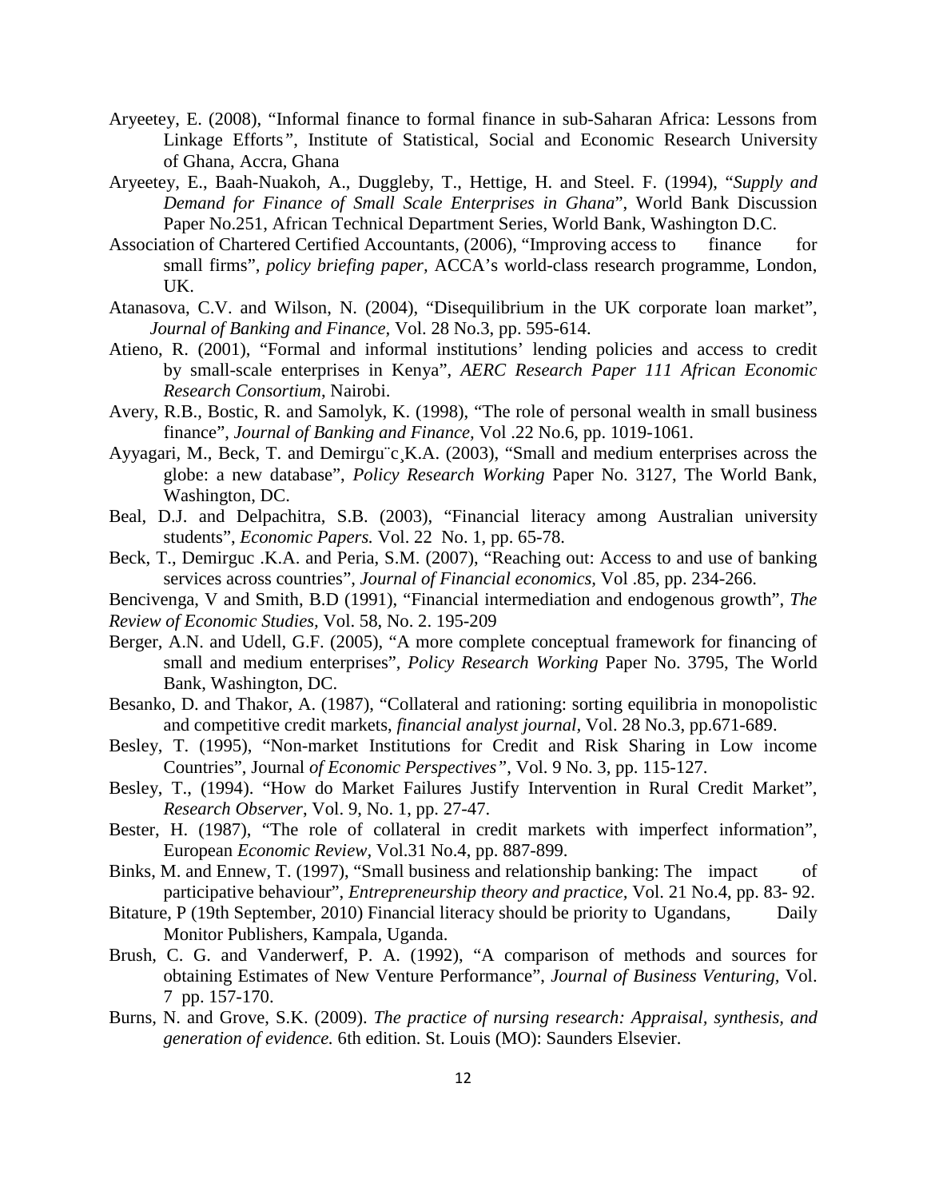Aryeetey, E. (2008), "Informal finance to formal finance in sub-Saharan Africa: Lessons from Linkage Efforts*"*, Institute of Statistical, Social and Economic Research University of Ghana, Accra, Ghana

Aryeetey, E., Baah-Nuakoh, A., Duggleby, T., Hettige, H. and Steel. F. (1994), "*Supply and Demand for Finance of Small Scale Enterprises in Ghana*", World Bank Discussion Paper No.251, African Technical Department Series, World Bank, Washington D.C.

Association of Chartered Certified Accountants, (2006), "Improving access to finance for small firms", *policy briefing paper*, ACCA's world-class research programme, London, UK.

Atanasova, C.V. and Wilson, N. (2004), "Disequilibrium in the UK corporate loan market", *Journal of Banking and Finance*, Vol. 28 No.3, pp. 595-614.

Atieno, R. (2001), "Formal and informal institutions' lending policies and access to credit by small-scale enterprises in Kenya", *AERC Research Paper 111 African Economic Research Consortium*, Nairobi.

Avery, R.B., Bostic, R. and Samolyk, K. (1998), "The role of personal wealth in small business finance", *Journal of Banking and Finance*, Vol .22 No.6, pp. 1019-1061.

Ayyagari, M., Beck, T. and Demirgu¨c¸K.A. (2003), "Small and medium enterprises across the globe: a new database", *Policy Research Working* Paper No. 3127, The World Bank, Washington, DC.

Beal, D.J. and Delpachitra, S.B. (2003), "Financial literacy among Australian university students", *Economic Papers.* Vol. 22 No. 1, pp. 65-78.

Beck, T., Demirguc .K.A. and Peria, S.M. (2007), "Reaching out: Access to and use of banking services across countries", *Journal of Financial economics*, Vol .85, pp. 234-266.

Bencivenga, V and Smith, B.D (1991), "Financial intermediation and endogenous growth", *The Review of Economic Studies*, Vol. 58, No. 2. 195-209

Berger, A.N. and Udell, G.F. (2005), "A more complete conceptual framework for financing of small and medium enterprises", *Policy Research Working* Paper No. 3795, The World Bank, Washington, DC.

Besanko, D. and Thakor, A. (1987), "Collateral and rationing: sorting equilibria in monopolistic and competitive credit markets, *financial analyst journal*, Vol. 28 No.3, pp.671-689.

Besley, T. (1995), "Non-market Institutions for Credit and Risk Sharing in Low income Countries", Journal *of Economic Perspectives"*, Vol. 9 No. 3, pp. 115-127.

Besley, T., (1994). "How do Market Failures Justify Intervention in Rural Credit Market", *Research Observer*, Vol. 9, No. 1, pp. 27-47.

Bester, H. (1987), "The role of collateral in credit markets with imperfect information", European *Economic Review*, Vol.31 No.4, pp. 887-899.

Binks, M. and Ennew, T. (1997), "Small business and relationship banking: The impact of participative behaviour", *Entrepreneurship theory and practice,* Vol. 21 No.4, pp. 83- 92.

Bitature, P (19th September, 2010) Financial literacy should be priority to Ugandans, Daily Monitor Publishers, Kampala, Uganda.

Brush, C. G. and Vanderwerf, P. A. (1992), "A comparison of methods and sources for obtaining Estimates of New Venture Performance", *Journal of Business Venturing,* Vol. 7 pp. 157-170.

Burns, N. and Grove, S.K. (2009). *The practice of nursing research: Appraisal, synthesis, and generation of evidence.* 6th edition. St. Louis (MO): Saunders Elsevier.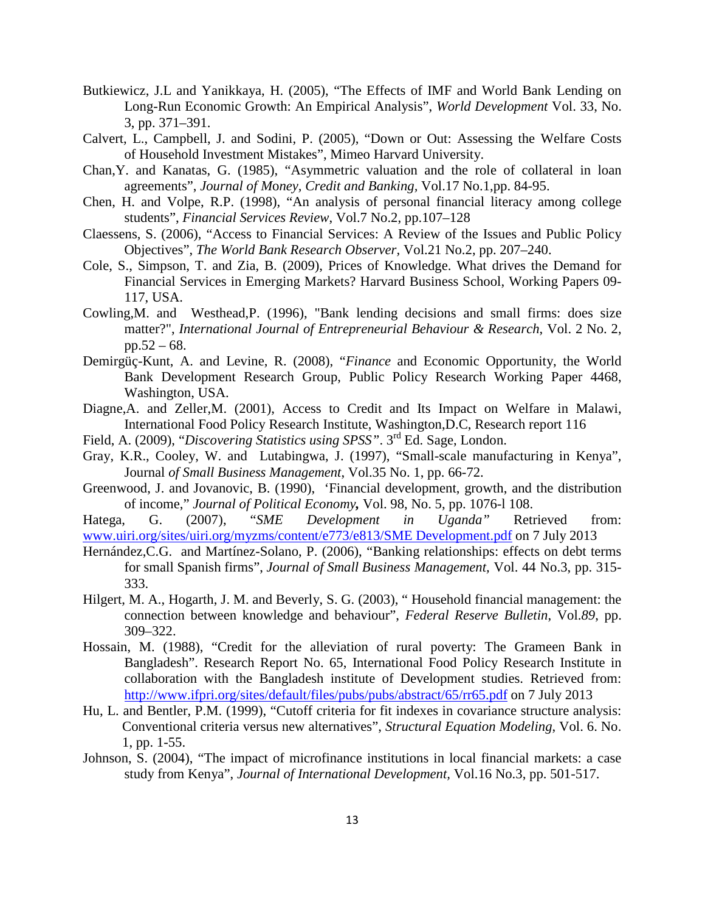Butkiewicz, J.L and Yanikkaya, H. (2005), "The Effects of IMF and World Bank Lending on Long-Run Economic Growth: An Empirical Analysis", *World Development* Vol. 33, No. 3, pp. 371–391.

Calvert, L., Campbell, J. and Sodini, P. (2005), "Down or Out: Assessing the Welfare Costs of Household Investment Mistakes", Mimeo Harvard University.

Chan,Y. and Kanatas, G. (1985), "Asymmetric valuation and the role of collateral in loan agreements", *Journal of Money, Credit and Banking*, Vol.17 No.1,pp. 84-95.

Chen, H. and Volpe, R.P. (1998), "An analysis of personal financial literacy among college students", *Financial Services Review*, Vol.7 No.2, pp.107–128

Claessens, S. (2006), "Access to Financial Services: A Review of the Issues and Public Policy Objectives", *The World Bank Research Observer*, Vol.21 No.2, pp. 207–240.

Cole, S., Simpson, T. and Zia, B. (2009), Prices of Knowledge. What drives the Demand for Financial Services in Emerging Markets? Harvard Business School, Working Papers 09-117, USA.

Cowling,M. and Westhead,P. (1996), "Bank lending decisions and small firms: does size matter?", *International Journal of Entrepreneurial Behaviour & Research*, Vol. 2 No. 2, pp.52 – 68.

Demirgüç-Kunt, A. and Levine, R. (2008), "*Finance* and Economic Opportunity, the World Bank Development Research Group, Public Policy Research Working Paper 4468, Washington, USA.

Diagne,A. and Zeller,M. (2001), Access to Credit and Its Impact on Welfare in Malawi, International Food Policy Research Institute, Washington,D.C, Research report 116

Field, A. (2009), "*Discovering Statistics using SPSS*". 3rd Ed. Sage, London.

Gray, K.R., Cooley, W. and Lutabingwa, J. (1997), "Small-scale manufacturing in Kenya", Journal *of Small Business Management*, Vol.35 No. 1, pp. 66-72.

Greenwood, J. and Jovanovic, B. (1990), 'Financial development, growth, and the distribution of income," *Journal of Political Economy***,** Vol. 98, No. 5, pp. 1076-l 108.

Hatega, G. (2007), "*SME Development in Uganda"* Retrieved from: www.uiri.org/sites/uiri.org/myzms/content/e773/e813/SME Development.pdf on 7 July 2013

Hernández,C.G. and Martínez-Solano, P. (2006), "Banking relationships: effects on debt terms for small Spanish firms", *Journal of Small Business Management*, Vol. 44 No.3, pp. 315-333.

Hilgert, M. A., Hogarth, J. M. and Beverly, S. G. (2003), " Household financial management: the connection between knowledge and behaviour", *Federal Reserve Bulletin*, Vol.*89*, pp. 309–322.

Hossain, M. (1988), "Credit for the alleviation of rural poverty: The Grameen Bank in Bangladesh". Research Report No. 65, International Food Policy Research Institute in collaboration with the Bangladesh institute of Development studies. Retrieved from: http://www.ifpri.org/sites/default/files/pubs/pubs/abstract/65/rr65.pdf on 7 July 2013

Hu, L. and Bentler, P.M. (1999), "Cutoff criteria for fit indexes in covariance structure analysis: Conventional criteria versus new alternatives", *Structural Equation Modeling*, Vol. 6. No. 1, pp. 1-55.

Johnson, S. (2004), "The impact of microfinance institutions in local financial markets: a case study from Kenya", *Journal of International Development*, Vol.16 No.3, pp. 501-517.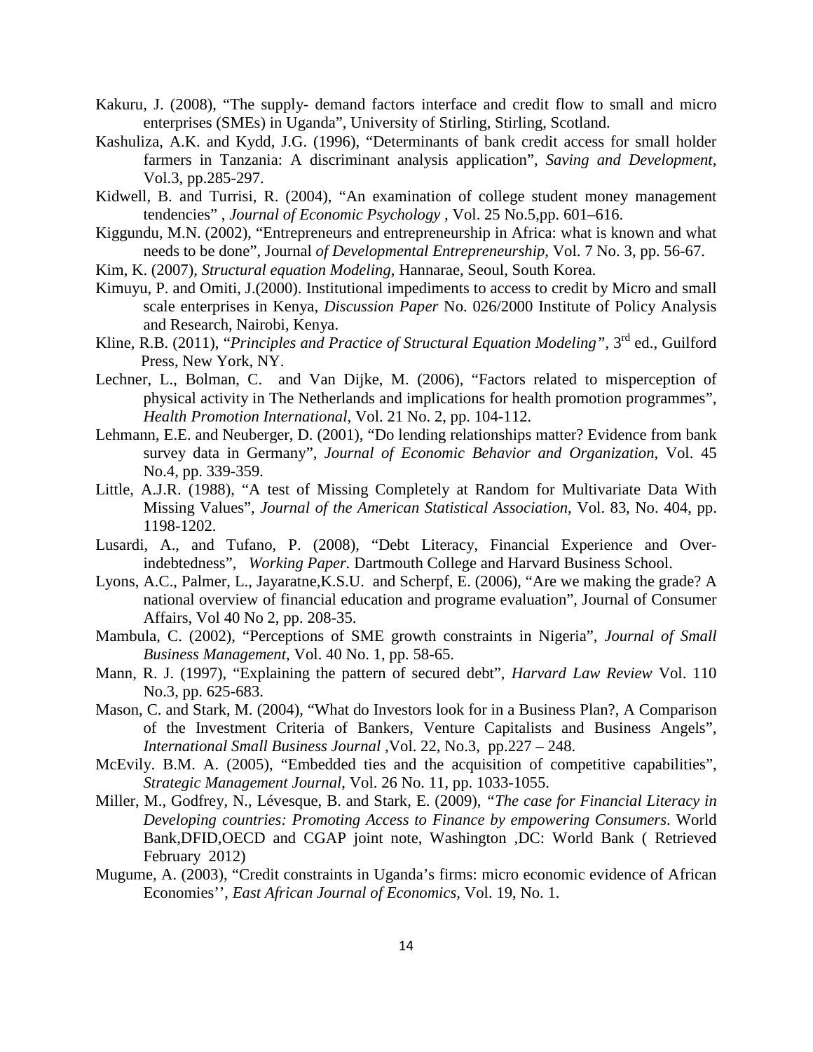Kakuru, J. (2008), "The supply- demand factors interface and credit flow to small and micro enterprises (SMEs) in Uganda", University of Stirling, Stirling, Scotland.

Kashuliza, A.K. and Kydd, J.G. (1996), "Determinants of bank credit access for small holder farmers in Tanzania: A discriminant analysis application", *Saving and Development*, Vol.3, pp.285-297.

Kidwell, B. and Turrisi, R. (2004), "An examination of college student money management tendencies" , *Journal of Economic Psychology* , Vol. 25 No.5,pp. 601–616.

Kiggundu, M.N. (2002), "Entrepreneurs and entrepreneurship in Africa: what is known and what needs to be done", Journal *of Developmental Entrepreneurship*, Vol. 7 No. 3, pp. 56-67.

Kim, K. (2007), *Structural equation Modeling*, Hannarae, Seoul, South Korea.

Kimuyu, P. and Omiti, J.(2000). Institutional impediments to access to credit by Micro and small scale enterprises in Kenya, *Discussion Paper* No. 026/2000 Institute of Policy Analysis and Research, Nairobi, Kenya.

Kline, R.B. (2011), "*Principles and Practice of Structural Equation Modeling"*, 3rd ed., Guilford Press, New York, NY.

Lechner, L., Bolman, C. and Van Dijke, M. (2006), "Factors related to misperception of physical activity in The Netherlands and implications for health promotion programmes", *Health Promotion International*, Vol. 21 No. 2, pp. 104-112.

Lehmann, E.E. and Neuberger, D. (2001), "Do lending relationships matter? Evidence from bank survey data in Germany", *Journal of Economic Behavior and Organization*, Vol. 45 No.4, pp. 339-359.

Little, A.J.R. (1988), "A test of Missing Completely at Random for Multivariate Data With Missing Values", *Journal of the American Statistical Association*, Vol. 83, No. 404, pp. 1198-1202.

Lusardi, A., and Tufano, P. (2008), "Debt Literacy, Financial Experience and Over-indebtedness", *Working Paper.* Dartmouth College and Harvard Business School.

Lyons, A.C., Palmer, L., Jayaratne,K.S.U. and Scherpf, E. (2006), "Are we making the grade? A national overview of financial education and programe evaluation", Journal of Consumer Affairs, Vol 40 No 2, pp. 208-35.

Mambula, C. (2002), "Perceptions of SME growth constraints in Nigeria", *Journal of Small Business Management*, Vol. 40 No. 1, pp. 58-65.

Mann, R. J. (1997), "Explaining the pattern of secured debt", *Harvard Law Review* Vol. 110 No.3, pp. 625-683.

Mason, C. and Stark, M. (2004), "What do Investors look for in a Business Plan?, A Comparison of the Investment Criteria of Bankers, Venture Capitalists and Business Angels", *International Small Business Journal* ,Vol. 22, No.3, pp.227 – 248.

McEvily. B.M. A. (2005), "Embedded ties and the acquisition of competitive capabilities", *Strategic Management Journal*, Vol. 26 No. 11, pp. 1033-1055.

Miller, M., Godfrey, N., Lévesque, B. and Stark, E. (2009), *"The case for Financial Literacy in Developing countries: Promoting Access to Finance by empowering Consumers*. World Bank,DFID,OECD and CGAP joint note, Washington ,DC: World Bank ( Retrieved February 2012)

Mugume, A. (2003), "Credit constraints in Uganda's firms: micro economic evidence of African Economies'', *East African Journal of Economics*, Vol. 19, No. 1.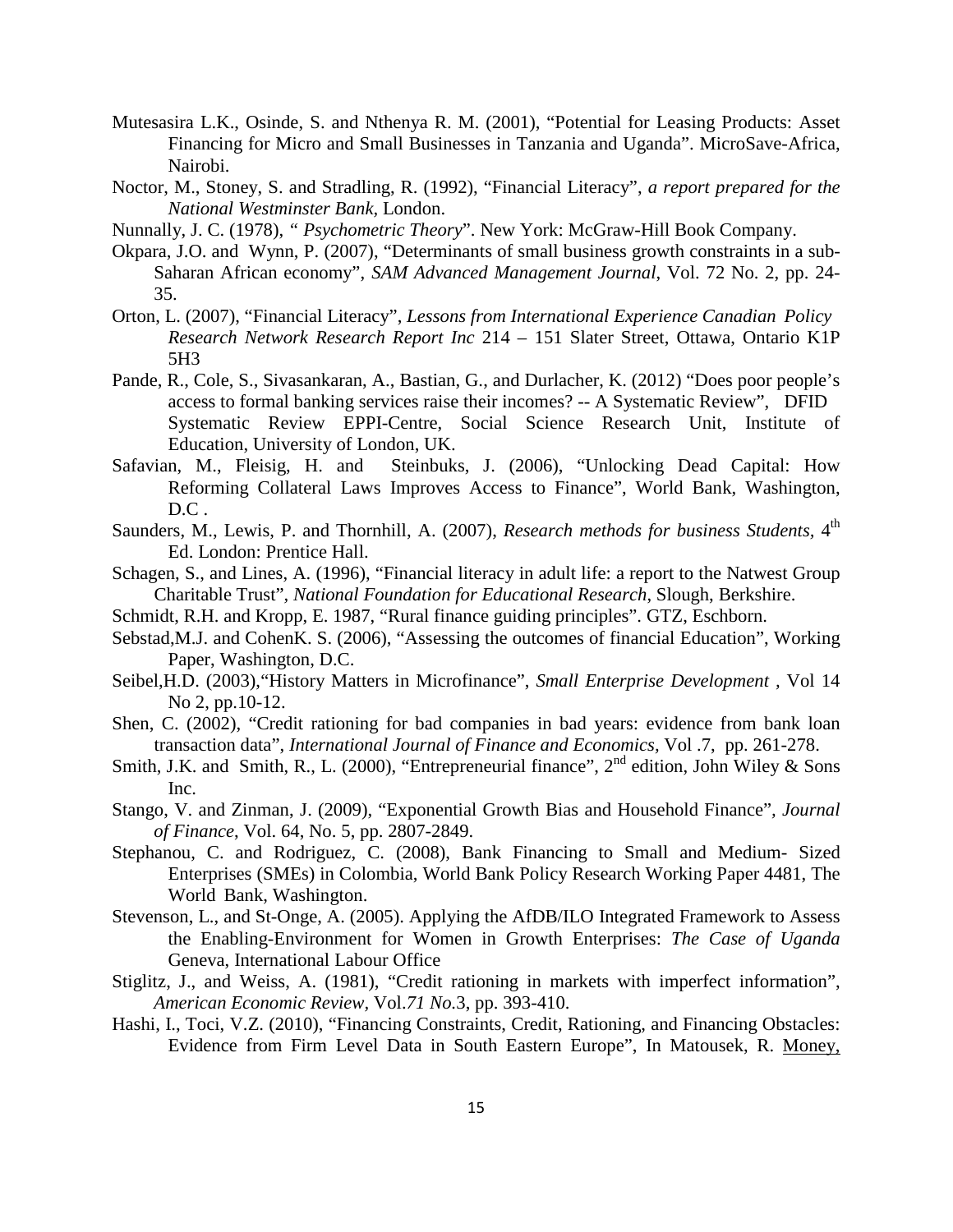Mutesasira L.K., Osinde, S. and Nthenya R. M. (2001), "Potential for Leasing Products: Asset Financing for Micro and Small Businesses in Tanzania and Uganda". MicroSave-Africa, Nairobi.

Noctor, M., Stoney, S. and Stradling, R. (1992), "Financial Literacy", *a report prepared for the National Westminster Bank*, London.

Nunnally, J. C. (1978), " *Psychometric Theory*". New York: McGraw-Hill Book Company.

Okpara, J.O. and Wynn, P. (2007), "Determinants of small business growth constraints in a sub-Saharan African economy", *SAM Advanced Management Journal*, Vol. 72 No. 2, pp. 24-35.

Orton, L. (2007), "Financial Literacy", *Lessons from International Experience Canadian Policy Research Network Research Report Inc* 214 – 151 Slater Street, Ottawa, Ontario K1P 5H3

Pande, R., Cole, S., Sivasankaran, A., Bastian, G., and Durlacher, K. (2012) "Does poor people's access to formal banking services raise their incomes? -- A Systematic Review", DFID Systematic Review EPPI-Centre, Social Science Research Unit, Institute of Education, University of London, UK.

Safavian, M., Fleisig, H. and Steinbuks, J. (2006), "Unlocking Dead Capital: How Reforming Collateral Laws Improves Access to Finance", World Bank, Washington, D.C .

Saunders, M., Lewis, P. and Thornhill, A. (2007), *Research methods for business Students*, 4th Ed. London: Prentice Hall.

Schagen, S., and Lines, A. (1996), "Financial literacy in adult life: a report to the Natwest Group Charitable Trust", *National Foundation for Educational Research*, Slough, Berkshire.

Schmidt, R.H. and Kropp, E. 1987, "Rural finance guiding principles". GTZ, Eschborn.

Sebstad,M.J. and CohenK. S. (2006), "Assessing the outcomes of financial Education", Working Paper, Washington, D.C.

Seibel,H.D. (2003),"History Matters in Microfinance", *Small Enterprise Development* , Vol 14 No 2, pp.10-12.

Shen, C. (2002), "Credit rationing for bad companies in bad years: evidence from bank loan transaction data", *International Journal of Finance and Economics,* Vol .7, pp. 261-278.

Smith, J.K. and Smith, R., L. (2000), "Entrepreneurial finance", 2nd edition, John Wiley & Sons Inc.

Stango, V. and Zinman, J. (2009), "Exponential Growth Bias and Household Finance", *Journal of Finance*, Vol. 64, No. 5, pp. 2807-2849.

Stephanou, C. and Rodriguez, C. (2008), Bank Financing to Small and Medium- Sized Enterprises (SMEs) in Colombia, World Bank Policy Research Working Paper 4481, The World Bank, Washington.

Stevenson, L., and St-Onge, A. (2005). Applying the AfDB/ILO Integrated Framework to Assess the Enabling-Environment for Women in Growth Enterprises: *The Case of Uganda* Geneva, International Labour Office

Stiglitz, J., and Weiss, A. (1981), "Credit rationing in markets with imperfect information", *American Economic Review,* Vol.*71 No.*3, pp. 393-410.

Hashi, I., Toci, V.Z. (2010), "Financing Constraints, Credit, Rationing, and Financing Obstacles: Evidence from Firm Level Data in South Eastern Europe", In Matousek, R. Money,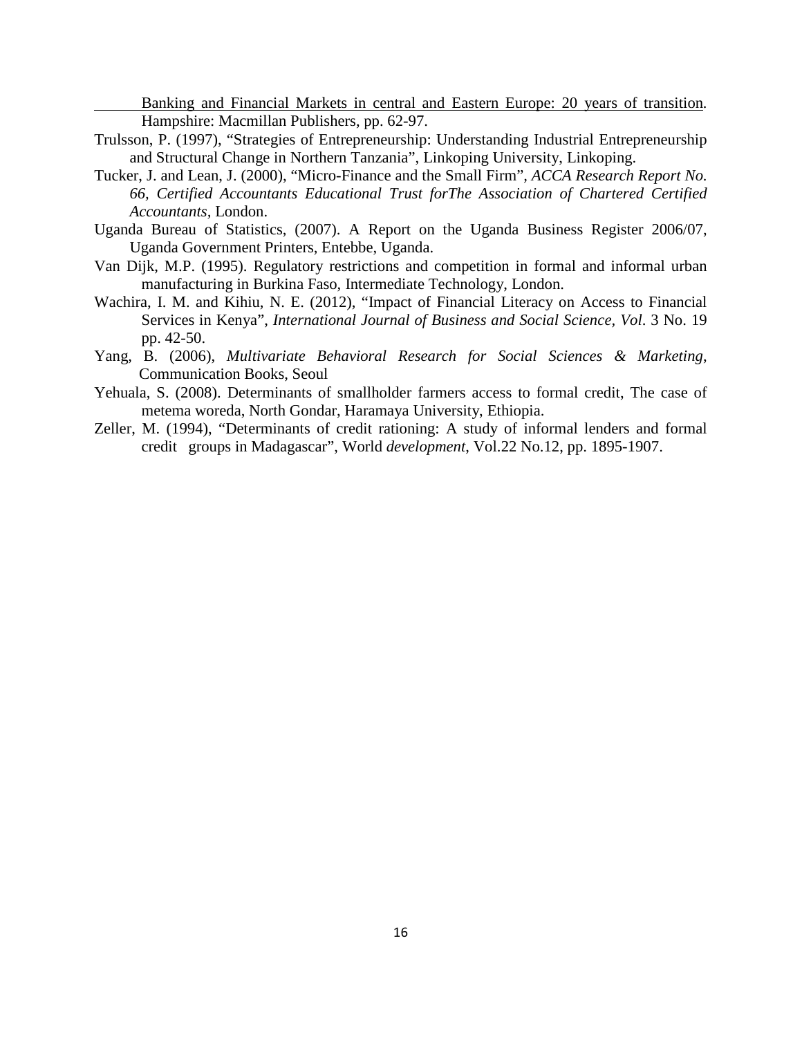Banking and Financial Markets in central and Eastern Europe: 20 years of transition. Hampshire: Macmillan Publishers, pp. 62-97.

Trulsson, P. (1997), "Strategies of Entrepreneurship: Understanding Industrial Entrepreneurship and Structural Change in Northern Tanzania", Linkoping University, Linkoping.

Tucker, J. and Lean, J. (2000), "Micro-Finance and the Small Firm", *ACCA Research Report No. 66, Certified Accountants Educational Trust forThe Association of Chartered Certified Accountants,* London.

Uganda Bureau of Statistics, (2007). A Report on the Uganda Business Register 2006/07, Uganda Government Printers, Entebbe, Uganda.

Van Dijk, M.P. (1995). Regulatory restrictions and competition in formal and informal urban manufacturing in Burkina Faso, Intermediate Technology, London.

Wachira, I. M. and Kihiu, N. E. (2012), "Impact of Financial Literacy on Access to Financial Services in Kenya", *International Journal of Business and Social Science, Vol*. 3 No. 19 pp. 42-50.

Yang, B. (2006), *Multivariate Behavioral Research for Social Sciences & Marketing*, Communication Books, Seoul

Yehuala, S. (2008). Determinants of smallholder farmers access to formal credit, The case of metema woreda, North Gondar, Haramaya University, Ethiopia.

Zeller, M. (1994), "Determinants of credit rationing: A study of informal lenders and formal credit groups in Madagascar", World *development*, Vol.22 No.12, pp. 1895-1907.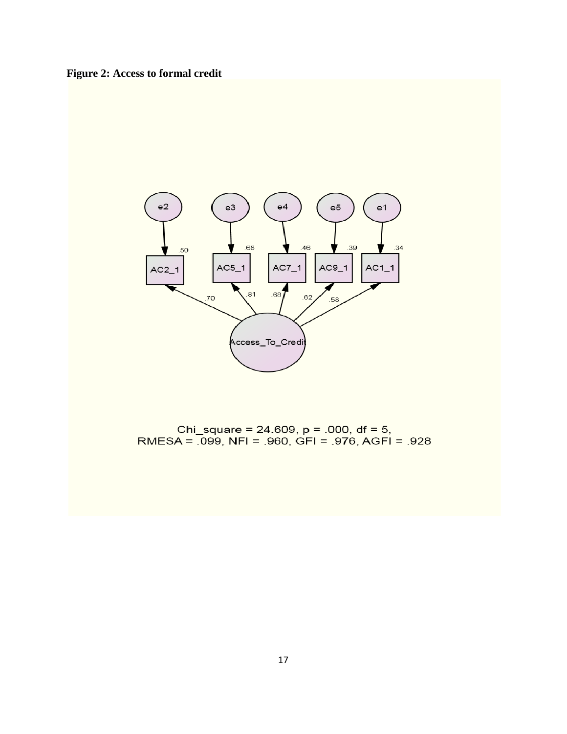**Figure 2: Access to formal credit**

Chi_square = 24.609, p = .000, df = 5,
RMESA = .099, NFI = .960, GFI = .976, AGFI = .928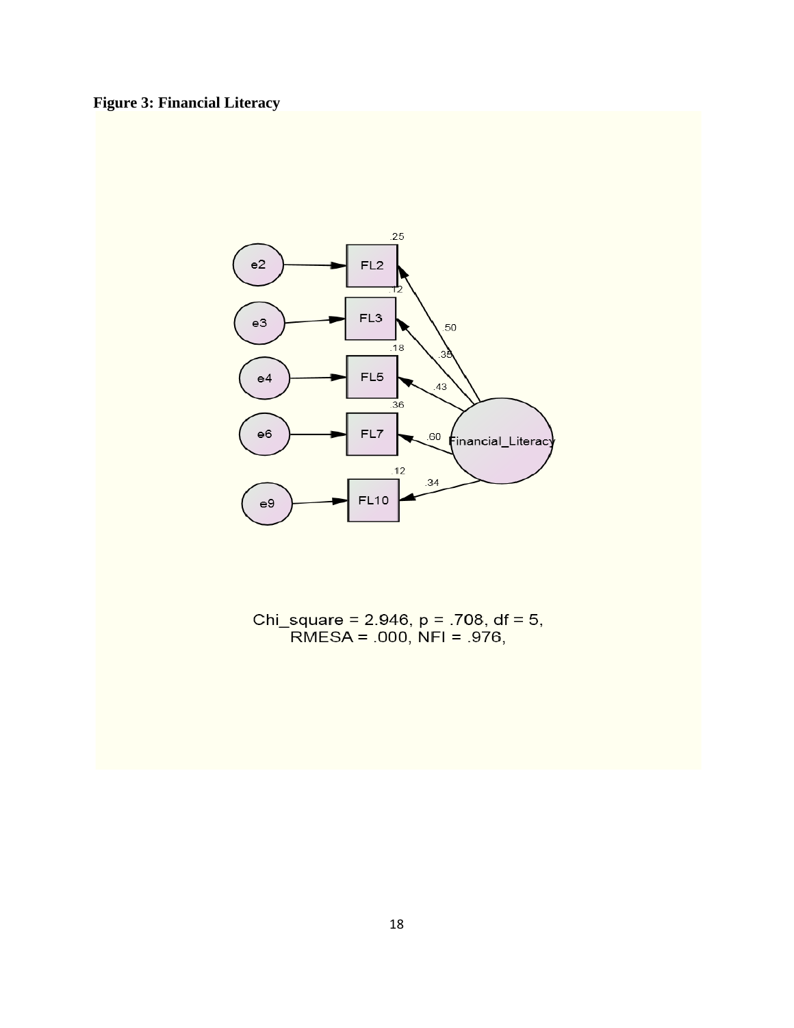**Figure 3: Financial Literacy**

Chi_square = 2.946, p = .708, df = 5,
RMESA = .000, NFI = .976,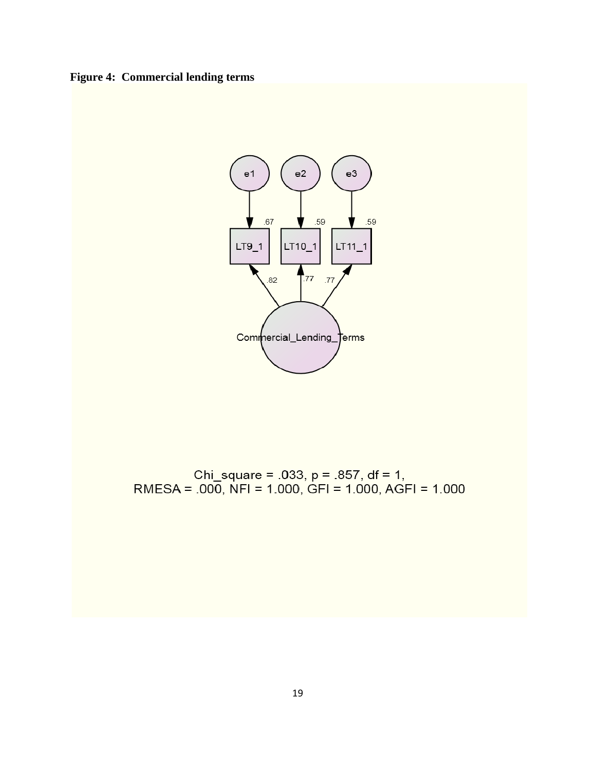**Figure 4: Commercial lending terms**

e1
e2
e3
.67
.59
.59
LT9_1
LT10_1
LT11_1
.82
.77
.77
Commercial_Lending_Terms

Chi_square = .033, p = .857, df = 1,
RMESA = .000, NFI = 1.000, GFI = 1.000, AGFI = 1.000